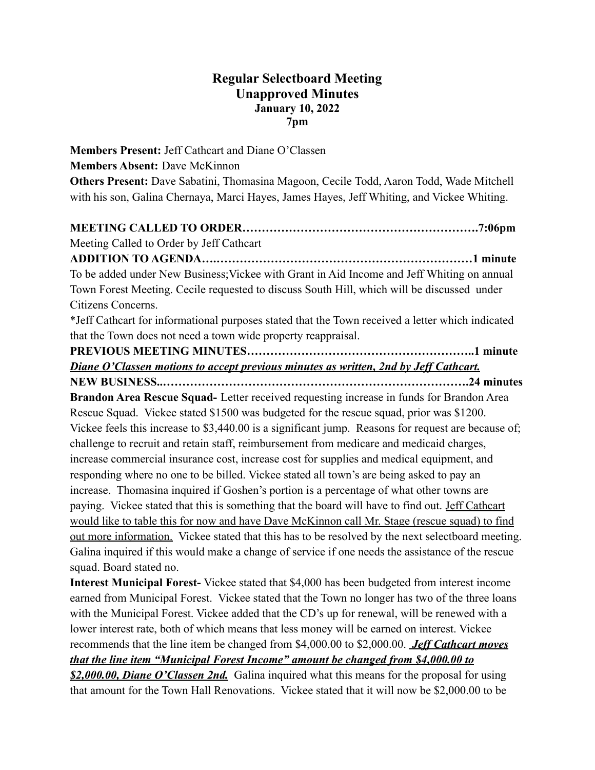# Regular Selectboard Meeting
## Unapproved Minutes
### January 10, 2022
### 7pm

**Members Present:** Jeff Cathcart and Diane O'Classen

**Members Absent:** Dave McKinnon

**Others Present:** Dave Sabatini, Thomasina Magoon, Cecile Todd, Aaron Todd, Wade Mitchell with his son, Galina Chernaya, Marci Hayes, James Hayes, Jeff Whiting, and Vickee Whiting.

**MEETING CALLED TO ORDER……………………………………………………7:06pm**

Meeting Called to Order by Jeff Cathcart

**ADDITION TO AGENDA….………………………………………………………1 minute**

To be added under New Business;Vickee with Grant in Aid Income and Jeff Whiting on annual Town Forest Meeting. Cecile requested to discuss South Hill, which will be discussed under Citizens Concerns.

*Jeff Cathcart for informational purposes stated that the Town received a letter which indicated that the Town does not need a town wide property reappraisal.

**PREVIOUS MEETING MINUTES………………………………………………..1 minute**

***<u>Diane O'Classen motions to accept previous minutes as written, 2nd by Jeff Cathcart.</u>***

**NEW BUSINESS...……………………………………………………………….24 minutes**

**Brandon Area Rescue Squad-** Letter received requesting increase in funds for Brandon Area Rescue Squad. Vickee stated $1500 was budgeted for the rescue squad, prior was $1200. Vickee feels this increase to $3,440.00 is a significant jump. Reasons for request are because of; challenge to recruit and retain staff, reimbursement from medicare and medicaid charges, increase commercial insurance cost, increase cost for supplies and medical equipment, and responding where no one to be billed. Vickee stated all town's are being asked to pay an increase. Thomasina inquired if Goshen's portion is a percentage of what other towns are paying. Vickee stated that this is something that the board will have to find out. <u>Jeff Cathcart would like to table this for now and have Dave McKinnon call Mr. Stage (rescue squad) to find out more information.</u> Vickee stated that this has to be resolved by the next selectboard meeting. Galina inquired if this would make a change of service if one needs the assistance of the rescue squad. Board stated no.

**Interest Municipal Forest-** Vickee stated that $4,000 has been budgeted from interest income earned from Municipal Forest. Vickee stated that the Town no longer has two of the three loans with the Municipal Forest. Vickee added that the CD's up for renewal, will be renewed with a lower interest rate, both of which means that less money will be earned on interest. Vickee recommends that the line item be changed from $4,000.00 to $2,000.00. ***<u>Jeff Cathcart moves that the line item "Municipal Forest Income" amount be changed from $4,000.00 to $2,000.00, Diane O'Classen 2nd.</u>*** Galina inquired what this means for the proposal for using that amount for the Town Hall Renovations. Vickee stated that it will now be $2,000.00 to be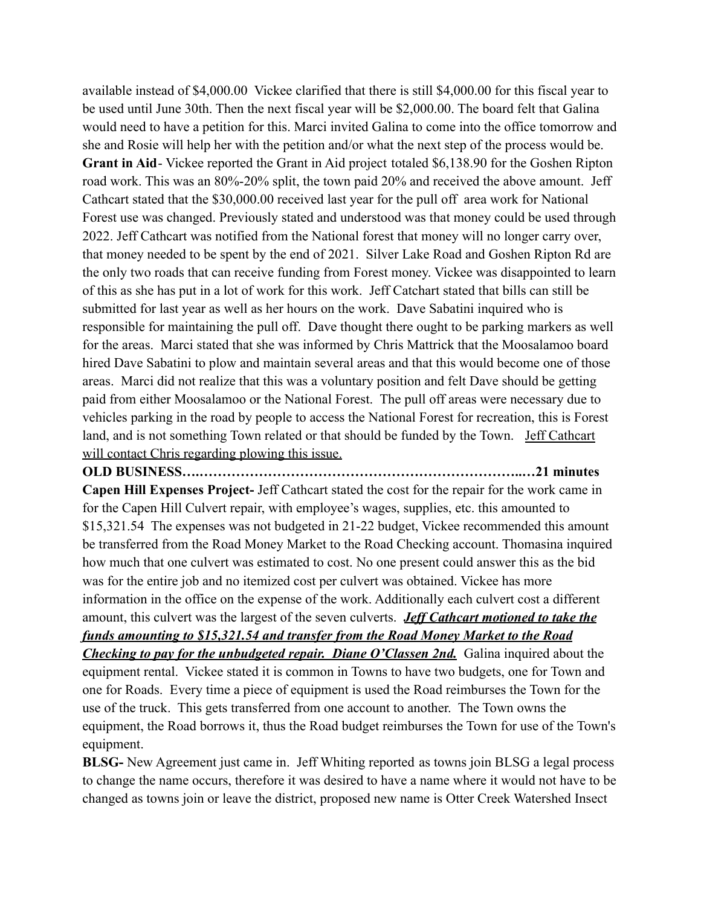available instead of $4,000.00 Vickee clarified that there is still $4,000.00 for this fiscal year to be used until June 30th. Then the next fiscal year will be $2,000.00. The board felt that Galina would need to have a petition for this. Marci invited Galina to come into the office tomorrow and she and Rosie will help her with the petition and/or what the next step of the process would be.

**Grant in Aid**- Vickee reported the Grant in Aid project totaled $6,138.90 for the Goshen Ripton road work. This was an 80%-20% split, the town paid 20% and received the above amount. Jeff Cathcart stated that the $30,000.00 received last year for the pull off area work for National Forest use was changed. Previously stated and understood was that money could be used through 2022. Jeff Cathcart was notified from the National forest that money will no longer carry over, that money needed to be spent by the end of 2021. Silver Lake Road and Goshen Ripton Rd are the only two roads that can receive funding from Forest money. Vickee was disappointed to learn of this as she has put in a lot of work for this work. Jeff Catchart stated that bills can still be submitted for last year as well as her hours on the work. Dave Sabatini inquired who is responsible for maintaining the pull off. Dave thought there ought to be parking markers as well for the areas. Marci stated that she was informed by Chris Mattrick that the Moosalamoo board hired Dave Sabatini to plow and maintain several areas and that this would become one of those areas. Marci did not realize that this was a voluntary position and felt Dave should be getting paid from either Moosalamoo or the National Forest. The pull off areas were necessary due to vehicles parking in the road by people to access the National Forest for recreation, this is Forest land, and is not something Town related or that should be funded by the Town. Jeff Cathcart will contact Chris regarding plowing this issue.

**OLD BUSINESS….…………………………………………………………...…21 minutes**

**Capen Hill Expenses Project-** Jeff Cathcart stated the cost for the repair for the work came in for the Capen Hill Culvert repair, with employee's wages, supplies, etc. this amounted to $15,321.54 The expenses was not budgeted in 21-22 budget, Vickee recommended this amount be transferred from the Road Money Market to the Road Checking account. Thomasina inquired how much that one culvert was estimated to cost. No one present could answer this as the bid was for the entire job and no itemized cost per culvert was obtained. Vickee has more information in the office on the expense of the work. Additionally each culvert cost a different amount, this culvert was the largest of the seven culverts. ***Jeff Cathcart motioned to take the funds amounting to $15,321.54 and transfer from the Road Money Market to the Road Checking to pay for the unbudgeted repair. Diane O'Classen 2nd.*** Galina inquired about the equipment rental. Vickee stated it is common in Towns to have two budgets, one for Town and one for Roads. Every time a piece of equipment is used the Road reimburses the Town for the use of the truck. This gets transferred from one account to another. The Town owns the equipment, the Road borrows it, thus the Road budget reimburses the Town for use of the Town's equipment.

**BLSG-** New Agreement just came in. Jeff Whiting reported as towns join BLSG a legal process to change the name occurs, therefore it was desired to have a name where it would not have to be changed as towns join or leave the district, proposed new name is Otter Creek Watershed Insect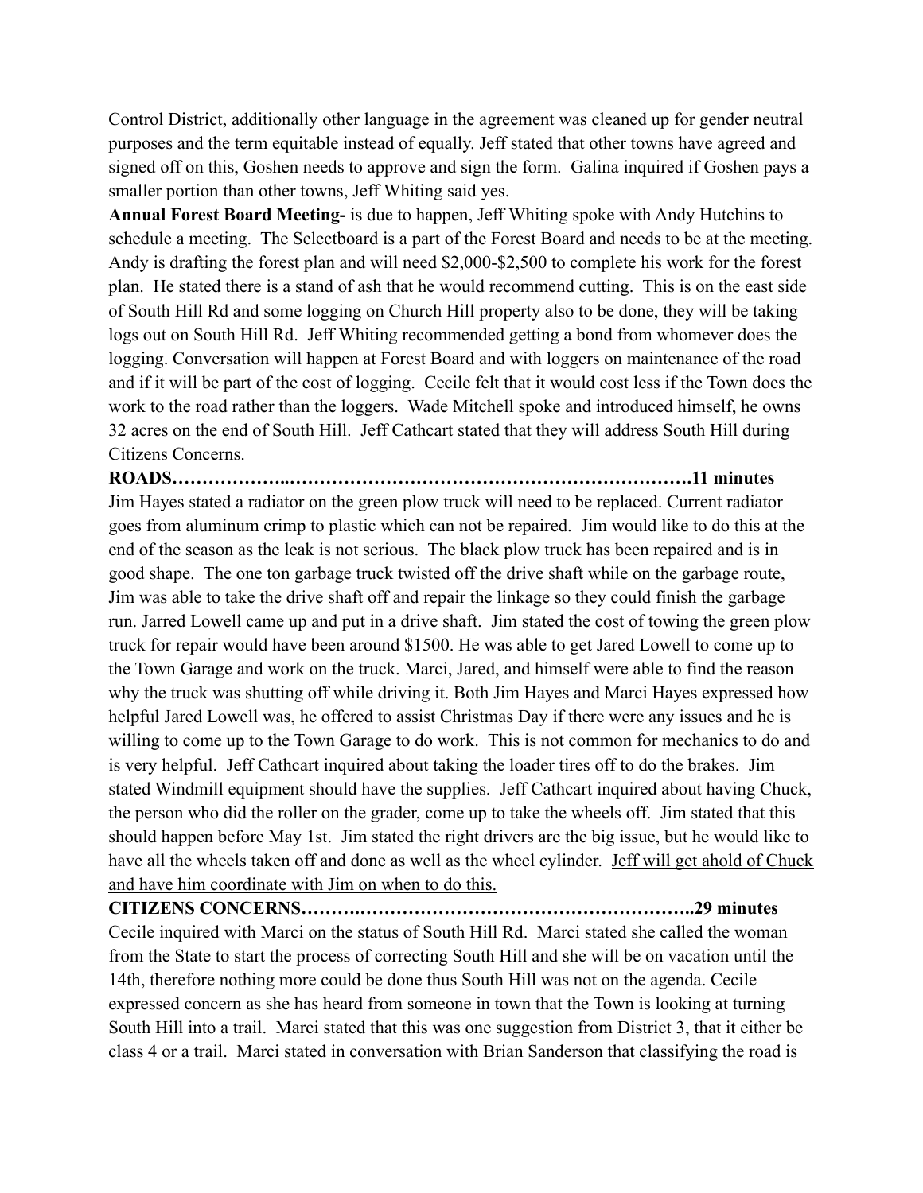Control District, additionally other language in the agreement was cleaned up for gender neutral purposes and the term equitable instead of equally. Jeff stated that other towns have agreed and signed off on this, Goshen needs to approve and sign the form. Galina inquired if Goshen pays a smaller portion than other towns, Jeff Whiting said yes.

**Annual Forest Board Meeting-** is due to happen, Jeff Whiting spoke with Andy Hutchins to schedule a meeting. The Selectboard is a part of the Forest Board and needs to be at the meeting. Andy is drafting the forest plan and will need $2,000-$2,500 to complete his work for the forest plan. He stated there is a stand of ash that he would recommend cutting. This is on the east side of South Hill Rd and some logging on Church Hill property also to be done, they will be taking logs out on South Hill Rd. Jeff Whiting recommended getting a bond from whomever does the logging. Conversation will happen at Forest Board and with loggers on maintenance of the road and if it will be part of the cost of logging. Cecile felt that it would cost less if the Town does the work to the road rather than the loggers. Wade Mitchell spoke and introduced himself, he owns 32 acres on the end of South Hill. Jeff Cathcart stated that they will address South Hill during Citizens Concerns.

**ROADS……………….…………………………………………………………11 minutes**

Jim Hayes stated a radiator on the green plow truck will need to be replaced. Current radiator goes from aluminum crimp to plastic which can not be repaired. Jim would like to do this at the end of the season as the leak is not serious. The black plow truck has been repaired and is in good shape. The one ton garbage truck twisted off the drive shaft while on the garbage route, Jim was able to take the drive shaft off and repair the linkage so they could finish the garbage run. Jarred Lowell came up and put in a drive shaft. Jim stated the cost of towing the green plow truck for repair would have been around $1500. He was able to get Jared Lowell to come up to the Town Garage and work on the truck. Marci, Jared, and himself were able to find the reason why the truck was shutting off while driving it. Both Jim Hayes and Marci Hayes expressed how helpful Jared Lowell was, he offered to assist Christmas Day if there were any issues and he is willing to come up to the Town Garage to do work. This is not common for mechanics to do and is very helpful. Jeff Cathcart inquired about taking the loader tires off to do the brakes. Jim stated Windmill equipment should have the supplies. Jeff Cathcart inquired about having Chuck, the person who did the roller on the grader, come up to take the wheels off. Jim stated that this should happen before May 1st. Jim stated the right drivers are the big issue, but he would like to have all the wheels taken off and done as well as the wheel cylinder. <u>Jeff will get ahold of Chuck and have him coordinate with Jim on when to do this.</u>

**CITIZENS CONCERNS……….……………………………………………………..29 minutes**

Cecile inquired with Marci on the status of South Hill Rd. Marci stated she called the woman from the State to start the process of correcting South Hill and she will be on vacation until the 14th, therefore nothing more could be done thus South Hill was not on the agenda. Cecile expressed concern as she has heard from someone in town that the Town is looking at turning South Hill into a trail. Marci stated that this was one suggestion from District 3, that it either be class 4 or a trail. Marci stated in conversation with Brian Sanderson that classifying the road is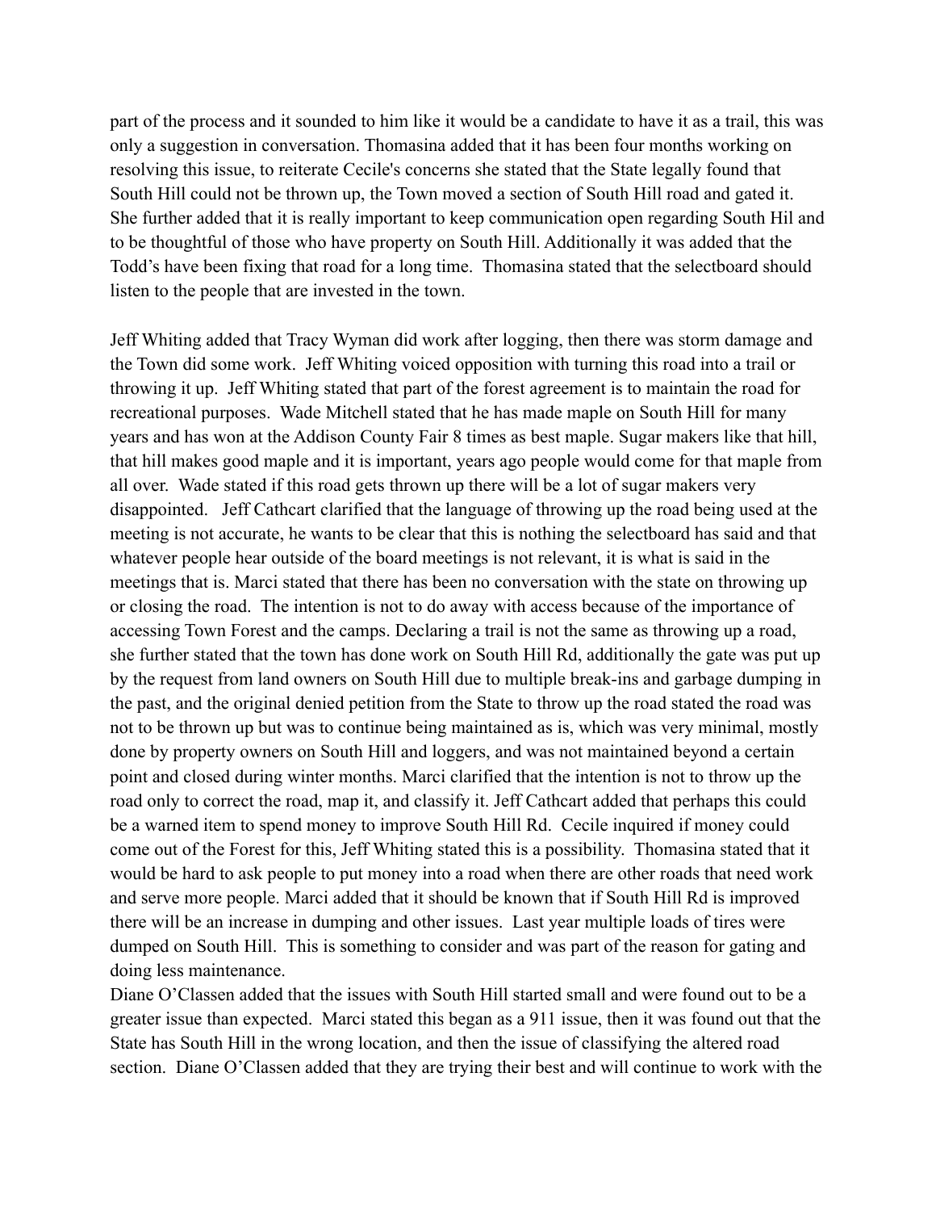part of the process and it sounded to him like it would be a candidate to have it as a trail, this was only a suggestion in conversation. Thomasina added that it has been four months working on resolving this issue, to reiterate Cecile's concerns she stated that the State legally found that South Hill could not be thrown up, the Town moved a section of South Hill road and gated it. She further added that it is really important to keep communication open regarding South Hil and to be thoughtful of those who have property on South Hill. Additionally it was added that the Todd's have been fixing that road for a long time. Thomasina stated that the selectboard should listen to the people that are invested in the town.

Jeff Whiting added that Tracy Wyman did work after logging, then there was storm damage and the Town did some work. Jeff Whiting voiced opposition with turning this road into a trail or throwing it up. Jeff Whiting stated that part of the forest agreement is to maintain the road for recreational purposes. Wade Mitchell stated that he has made maple on South Hill for many years and has won at the Addison County Fair 8 times as best maple. Sugar makers like that hill, that hill makes good maple and it is important, years ago people would come for that maple from all over. Wade stated if this road gets thrown up there will be a lot of sugar makers very disappointed. Jeff Cathcart clarified that the language of throwing up the road being used at the meeting is not accurate, he wants to be clear that this is nothing the selectboard has said and that whatever people hear outside of the board meetings is not relevant, it is what is said in the meetings that is. Marci stated that there has been no conversation with the state on throwing up or closing the road. The intention is not to do away with access because of the importance of accessing Town Forest and the camps. Declaring a trail is not the same as throwing up a road, she further stated that the town has done work on South Hill Rd, additionally the gate was put up by the request from land owners on South Hill due to multiple break-ins and garbage dumping in the past, and the original denied petition from the State to throw up the road stated the road was not to be thrown up but was to continue being maintained as is, which was very minimal, mostly done by property owners on South Hill and loggers, and was not maintained beyond a certain point and closed during winter months. Marci clarified that the intention is not to throw up the road only to correct the road, map it, and classify it. Jeff Cathcart added that perhaps this could be a warned item to spend money to improve South Hill Rd. Cecile inquired if money could come out of the Forest for this, Jeff Whiting stated this is a possibility. Thomasina stated that it would be hard to ask people to put money into a road when there are other roads that need work and serve more people. Marci added that it should be known that if South Hill Rd is improved there will be an increase in dumping and other issues. Last year multiple loads of tires were dumped on South Hill. This is something to consider and was part of the reason for gating and doing less maintenance.

Diane O'Classen added that the issues with South Hill started small and were found out to be a greater issue than expected. Marci stated this began as a 911 issue, then it was found out that the State has South Hill in the wrong location, and then the issue of classifying the altered road section. Diane O'Classen added that they are trying their best and will continue to work with the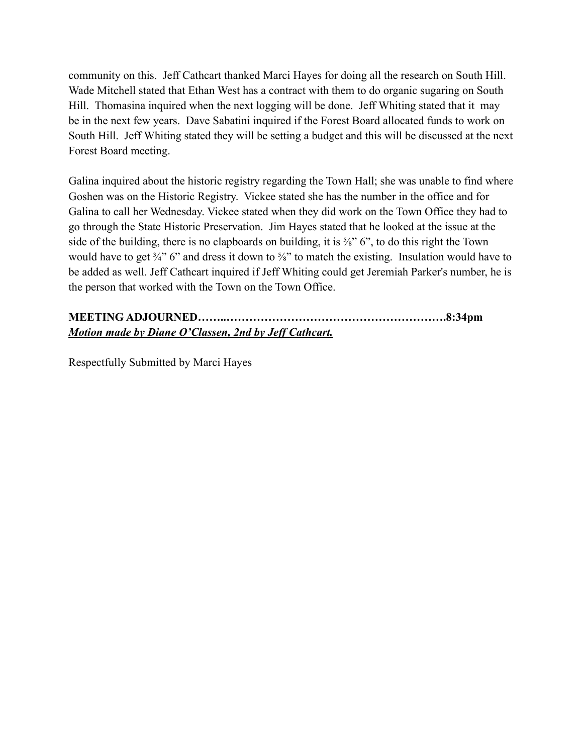community on this. Jeff Cathcart thanked Marci Hayes for doing all the research on South Hill. Wade Mitchell stated that Ethan West has a contract with them to do organic sugaring on South Hill. Thomasina inquired when the next logging will be done. Jeff Whiting stated that it may be in the next few years. Dave Sabatini inquired if the Forest Board allocated funds to work on South Hill. Jeff Whiting stated they will be setting a budget and this will be discussed at the next Forest Board meeting.

Galina inquired about the historic registry regarding the Town Hall; she was unable to find where Goshen was on the Historic Registry. Vickee stated she has the number in the office and for Galina to call her Wednesday. Vickee stated when they did work on the Town Office they had to go through the State Historic Preservation. Jim Hayes stated that he looked at the issue at the side of the building, there is no clapboards on building, it is ⅝" 6", to do this right the Town would have to get ¾" 6" and dress it down to ⅝" to match the existing. Insulation would have to be added as well. Jeff Cathcart inquired if Jeff Whiting could get Jeremiah Parker's number, he is the person that worked with the Town on the Town Office.

**MEETING ADJOURNED……..………………………………………………….8:34pm**
***Motion made by Diane O'Classen, 2nd by Jeff Cathcart.***

Respectfully Submitted by Marci Hayes